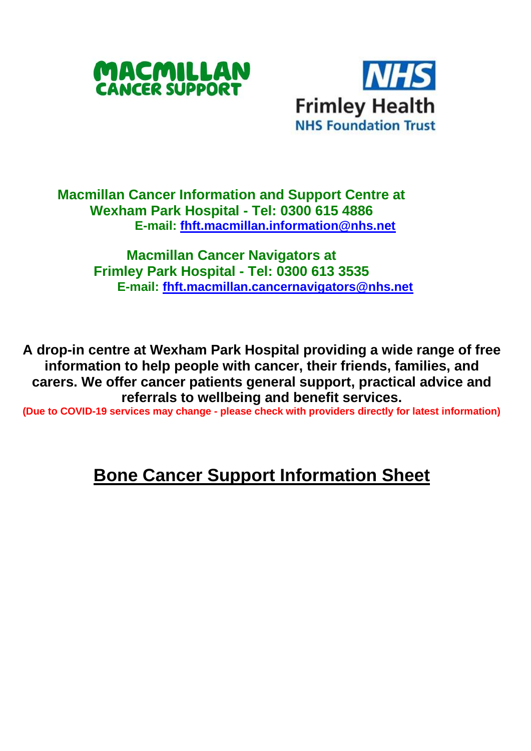**MACMILLAN CANCER SUPPORT**

**NHS Frimley Health NHS Foundation Trust**

**Macmillan Cancer Information and Support Centre at Wexham Park Hospital - Tel: 0300 615 4886**
**E-mail: fhft.macmillan.information@nhs.net**

**Macmillan Cancer Navigators at Frimley Park Hospital - Tel: 0300 613 3535**
**E-mail: fhft.macmillan.cancernavigators@nhs.net**

**A drop-in centre at Wexham Park Hospital providing a wide range of free information to help people with cancer, their friends, families, and carers. We offer cancer patients general support, practical advice and referrals to wellbeing and benefit services.**
**(Due to COVID-19 services may change - please check with providers directly for latest information)**

# Bone Cancer Support Information Sheet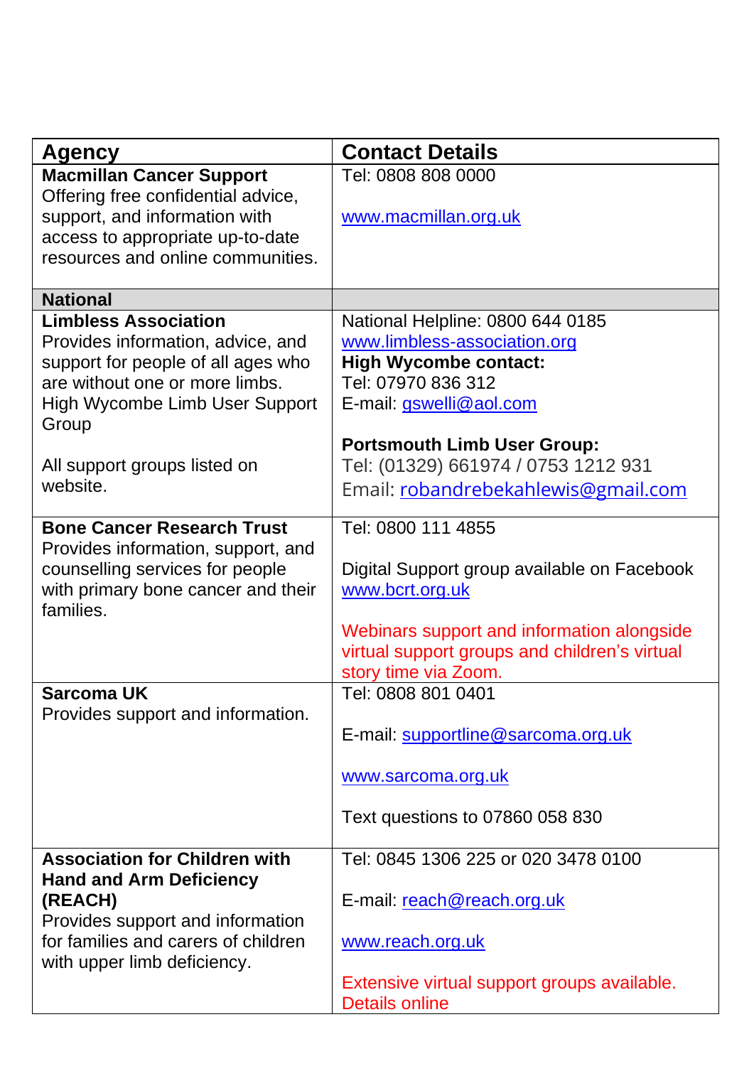| Agency | Contact Details |
|---|---|
| **Macmillan Cancer Support**<br>Offering free confidential advice, support, and information with access to appropriate up-to-date resources and online communities. | Tel: 0808 808 0000<br><br>www.macmillan.org.uk |
| **National** | |
| **Limbless Association**<br>Provides information, advice, and support for people of all ages who are without one or more limbs.<br>High Wycombe Limb User Support Group<br><br>All support groups listed on website. | National Helpline: 0800 644 0185<br>www.limbless-association.org<br>**High Wycombe contact:**<br>Tel: 07970 836 312<br>E-mail: gswelli@aol.com<br><br>**Portsmouth Limb User Group:**<br>Tel: (01329) 661974 / 0753 1212 931<br>Email: robandrebekahlewis@gmail.com |
| **Bone Cancer Research Trust**<br>Provides information, support, and counselling services for people with primary bone cancer and their families. | Tel: 0800 111 4855<br><br>Digital Support group available on Facebook<br>www.bcrt.org.uk<br><br>Webinars support and information alongside virtual support groups and children's virtual story time via Zoom. |
| **Sarcoma UK**<br>Provides support and information. | Tel: 0808 801 0401<br><br>E-mail: supportline@sarcoma.org.uk<br><br>www.sarcoma.org.uk<br><br>Text questions to 07860 058 830 |
| **Association for Children with Hand and Arm Deficiency (REACH)**<br>Provides support and information for families and carers of children with upper limb deficiency. | Tel: 0845 1306 225 or 020 3478 0100<br><br>E-mail: reach@reach.org.uk<br><br>www.reach.org.uk<br><br>Extensive virtual support groups available. Details online |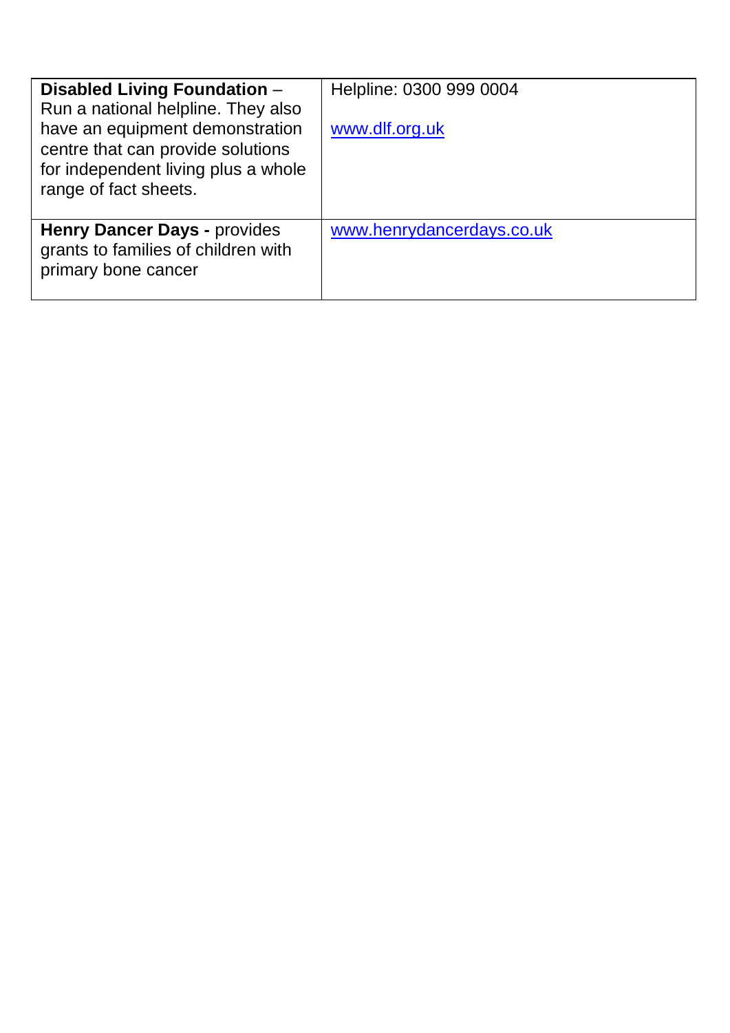| | |
|---|---|
| **Disabled Living Foundation** – Run a national helpline. They also have an equipment demonstration centre that can provide solutions for independent living plus a whole range of fact sheets. | Helpline: 0300 999 0004<br><br>www.dlf.org.uk |
| **Henry Dancer Days -** provides grants to families of children with primary bone cancer | www.henrydancerdays.co.uk |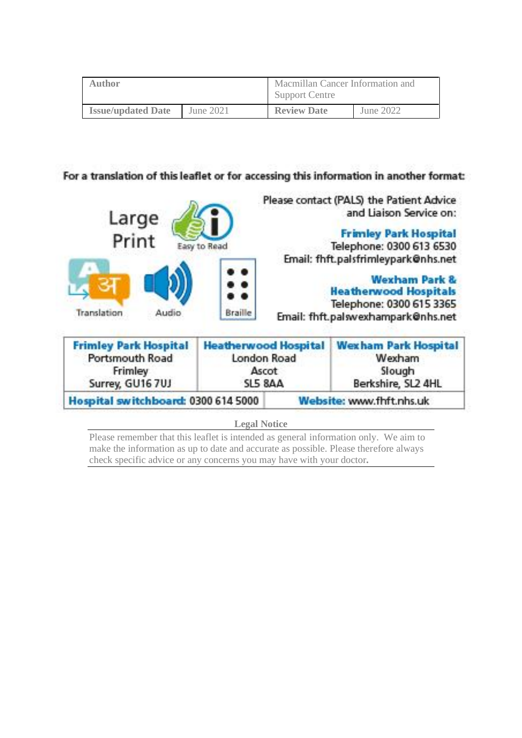| | | | |
|---|---|---|---|
| **Author** | | Macmillan Cancer Information and Support Centre | |
| **Issue/updated Date** | June 2021 | **Review Date** | June 2022 |

**For a translation of this leaflet or for accessing this information in another format:**

Large Print

Easy to Read

Translation

Audio

Braille

Please contact (PALS) the Patient Advice and Liaison Service on:

**Frimley Park Hospital**
Telephone: 0300 613 6530
Email: fhft.palsfrimleypark@nhs.net

**Wexham Park & Heatherwood Hospitals**
Telephone: 0300 615 3365
Email: fhft.palswexhampark@nhs.net

| **Frimley Park Hospital** | **Heatherwood Hospital** | **Wexham Park Hospital** |
|---|---|---|
| Portsmouth Road<br>Frimley<br>Surrey, GU16 7UJ | London Road<br>Ascot<br>SL5 8AA | Wexham<br>Slough<br>Berkshire, SL2 4HL |

**Hospital switchboard:** 0300 614 5000 | **Website:** www.fhft.nhs.uk

**Legal Notice**

Please remember that this leaflet is intended as general information only. We aim to make the information as up to date and accurate as possible. Please therefore always check specific advice or any concerns you may have with your doctor.